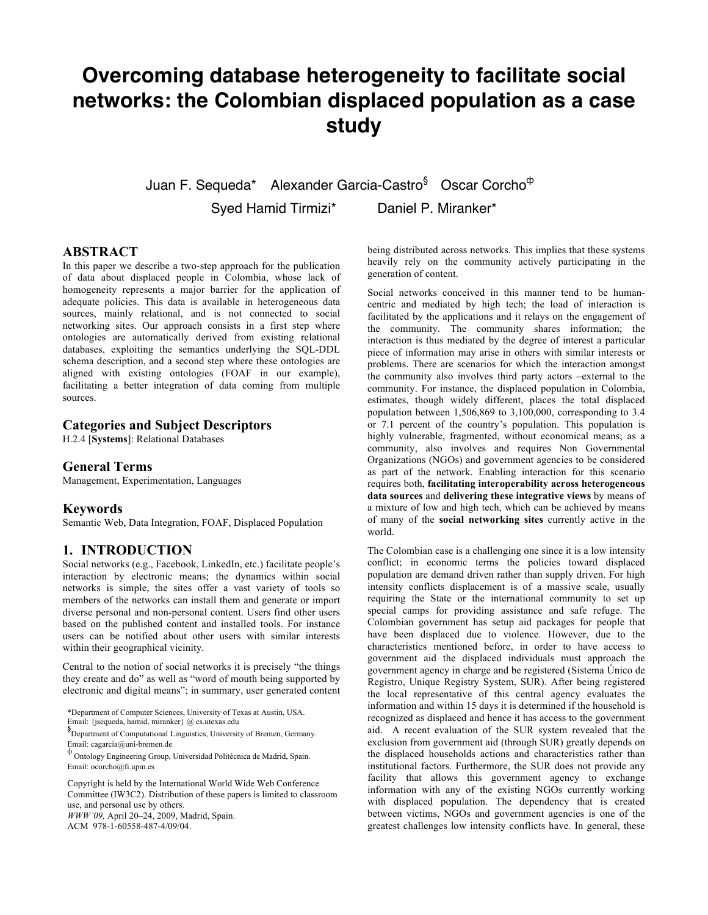# Overcoming database heterogeneity to facilitate social networks: the Colombian displaced population as a case study

Juan F. Sequeda* Alexander Garcia-Castro[§] Oscar Corcho[Φ]

Syed Hamid Tirmizi* Daniel P. Miranker*

## ABSTRACT

In this paper we describe a two-step approach for the publication of data about displaced people in Colombia, whose lack of homogeneity represents a major barrier for the application of adequate policies. This data is available in heterogeneous data sources, mainly relational, and is not connected to social networking sites. Our approach consists in a first step where ontologies are automatically derived from existing relational databases, exploiting the semantics underlying the SQL-DDL schema description, and a second step where these ontologies are aligned with existing ontologies (FOAF in our example), facilitating a better integration of data coming from multiple sources.

## Categories and Subject Descriptors

H.2.4 [**Systems**]: Relational Databases

## General Terms

Management, Experimentation, Languages

## Keywords

Semantic Web, Data Integration, FOAF, Displaced Population

## 1. INTRODUCTION

Social networks (e.g., Facebook, LinkedIn, etc.) facilitate people's interaction by electronic means; the dynamics within social networks is simple, the sites offer a vast variety of tools so members of the networks can install them and generate or import diverse personal and non-personal content. Users find other users based on the published content and installed tools. For instance users can be notified about other users with similar interests within their geographical vicinity.

Central to the notion of social networks it is precisely "the things they create and do" as well as "word of mouth being supported by electronic and digital means"; in summary, user generated content being distributed across networks. This implies that these systems heavily rely on the community actively participating in the generation of content.

Social networks conceived in this manner tend to be human-centric and mediated by high tech; the load of interaction is facilitated by the applications and it relays on the engagement of the community. The community shares information; the interaction is thus mediated by the degree of interest a particular piece of information may arise in others with similar interests or problems. There are scenarios for which the interaction amongst the community also involves third party actors –external to the community. For instance, the displaced population in Colombia, estimates, though widely different, places the total displaced population between 1,506,869 to 3,100,000, corresponding to 3.4 or 7.1 percent of the country's population. This population is highly vulnerable, fragmented, without economical means; as a community, also involves and requires Non Governmental Organizations (NGOs) and government agencies to be considered as part of the network. Enabling interaction for this scenario requires both, **facilitating interoperability across heterogeneous data sources** and **delivering these integrative views** by means of a mixture of low and high tech, which can be achieved by means of many of the **social networking sites** currently active in the world.

The Colombian case is a challenging one since it is a low intensity conflict; in economic terms the policies toward displaced population are demand driven rather than supply driven. For high intensity conflicts displacement is of a massive scale, usually requiring the State or the international community to set up special camps for providing assistance and safe refuge. The Colombian government has setup aid packages for people that have been displaced due to violence. However, due to the characteristics mentioned before, in order to have access to government aid the displaced individuals must approach the government agency in charge and be registered (Sistema Único de Registro, Unique Registry System, SUR). After being registered the local representative of this central agency evaluates the information and within 15 days it is determined if the household is recognized as displaced and hence it has access to the government aid. A recent evaluation of the SUR system revealed that the exclusion from government aid (through SUR) greatly depends on the displaced households actions and characteristics rather than institutional factors. Furthermore, the SUR does not provide any facility that allows this government agency to exchange information with any of the existing NGOs currently working with displaced population. The dependency that is created between victims, NGOs and government agencies is one of the greatest challenges low intensity conflicts have. In general, these

*Department of Computer Sciences, University of Texas at Austin, USA. Email: {jsequeda, hamid, miranker} @ cs.utexas.edu

[§]Department of Computational Linguistics, University of Bremen, Germany. Email: cagarcia@uni-bremen.de

[Φ] Ontology Engineering Group, Universidad Politécnica de Madrid, Spain. Email: ocorcho@fi.upm.es

Copyright is held by the International World Wide Web Conference Committee (IW3C2). Distribution of these papers is limited to classroom use, and personal use by others.

*WWW'09,* April 20–24, 2009, Madrid, Spain.

ACM 978-1-60558-487-4/09/04.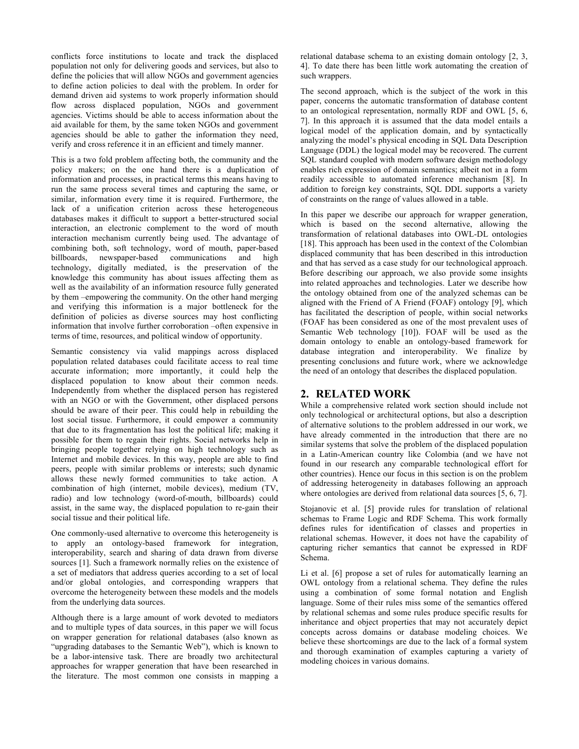conflicts force institutions to locate and track the displaced population not only for delivering goods and services, but also to define the policies that will allow NGOs and government agencies to define action policies to deal with the problem. In order for demand driven aid systems to work properly information should flow across displaced population, NGOs and government agencies. Victims should be able to access information about the aid available for them, by the same token NGOs and government agencies should be able to gather the information they need, verify and cross reference it in an efficient and timely manner.

This is a two fold problem affecting both, the community and the policy makers; on the one hand there is a duplication of information and processes, in practical terms this means having to run the same process several times and capturing the same, or similar, information every time it is required. Furthermore, the lack of a unification criterion across these heterogeneous databases makes it difficult to support a better-structured social interaction, an electronic complement to the word of mouth interaction mechanism currently being used. The advantage of combining both, soft technology, word of mouth, paper-based billboards, newspaper-based communications and high technology, digitally mediated, is the preservation of the knowledge this community has about issues affecting them as well as the availability of an information resource fully generated by them –empowering the community. On the other hand merging and verifying this information is a major bottleneck for the definition of policies as diverse sources may host conflicting information that involve further corroboration –often expensive in terms of time, resources, and political window of opportunity.

Semantic consistency via valid mappings across displaced population related databases could facilitate access to real time accurate information; more importantly, it could help the displaced population to know about their common needs. Independently from whether the displaced person has registered with an NGO or with the Government, other displaced persons should be aware of their peer. This could help in rebuilding the lost social tissue. Furthermore, it could empower a community that due to its fragmentation has lost the political life; making it possible for them to regain their rights. Social networks help in bringing people together relying on high technology such as Internet and mobile devices. In this way, people are able to find peers, people with similar problems or interests; such dynamic allows these newly formed communities to take action. A combination of high (internet, mobile devices), medium (TV, radio) and low technology (word-of-mouth, billboards) could assist, in the same way, the displaced population to re-gain their social tissue and their political life.

One commonly-used alternative to overcome this heterogeneity is to apply an ontology-based framework for integration, interoperability, search and sharing of data drawn from diverse sources [1]. Such a framework normally relies on the existence of a set of mediators that address queries according to a set of local and/or global ontologies, and corresponding wrappers that overcome the heterogeneity between these models and the models from the underlying data sources.

Although there is a large amount of work devoted to mediators and to multiple types of data sources, in this paper we will focus on wrapper generation for relational databases (also known as "upgrading databases to the Semantic Web"), which is known to be a labor-intensive task. There are broadly two architectural approaches for wrapper generation that have been researched in the literature. The most common one consists in mapping a relational database schema to an existing domain ontology [2, 3, 4]. To date there has been little work automating the creation of such wrappers.

The second approach, which is the subject of the work in this paper, concerns the automatic transformation of database content to an ontological representation, normally RDF and OWL [5, 6, 7]. In this approach it is assumed that the data model entails a logical model of the application domain, and by syntactically analyzing the model's physical encoding in SQL Data Description Language (DDL) the logical model may be recovered. The current SQL standard coupled with modern software design methodology enables rich expression of domain semantics; albeit not in a form readily accessible to automated inference mechanism [8]. In addition to foreign key constraints, SQL DDL supports a variety of constraints on the range of values allowed in a table.

In this paper we describe our approach for wrapper generation, which is based on the second alternative, allowing the transformation of relational databases into OWL-DL ontologies [18]. This approach has been used in the context of the Colombian displaced community that has been described in this introduction and that has served as a case study for our technological approach. Before describing our approach, we also provide some insights into related approaches and technologies. Later we describe how the ontology obtained from one of the analyzed schemas can be aligned with the Friend of A Friend (FOAF) ontology [9], which has facilitated the description of people, within social networks (FOAF has been considered as one of the most prevalent uses of Semantic Web technology [10]). FOAF will be used as the domain ontology to enable an ontology-based framework for database integration and interoperability. We finalize by presenting conclusions and future work, where we acknowledge the need of an ontology that describes the displaced population.

## 2. RELATED WORK

While a comprehensive related work section should include not only technological or architectural options, but also a description of alternative solutions to the problem addressed in our work, we have already commented in the introduction that there are no similar systems that solve the problem of the displaced population in a Latin-American country like Colombia (and we have not found in our research any comparable technological effort for other countries). Hence our focus in this section is on the problem of addressing heterogeneity in databases following an approach where ontologies are derived from relational data sources [5, 6, 7].

Stojanovic et al. [5] provide rules for translation of relational schemas to Frame Logic and RDF Schema. This work formally defines rules for identification of classes and properties in relational schemas. However, it does not have the capability of capturing richer semantics that cannot be expressed in RDF Schema.

Li et al. [6] propose a set of rules for automatically learning an OWL ontology from a relational schema. They define the rules using a combination of some formal notation and English language. Some of their rules miss some of the semantics offered by relational schemas and some rules produce specific results for inheritance and object properties that may not accurately depict concepts across domains or database modeling choices. We believe these shortcomings are due to the lack of a formal system and thorough examination of examples capturing a variety of modeling choices in various domains.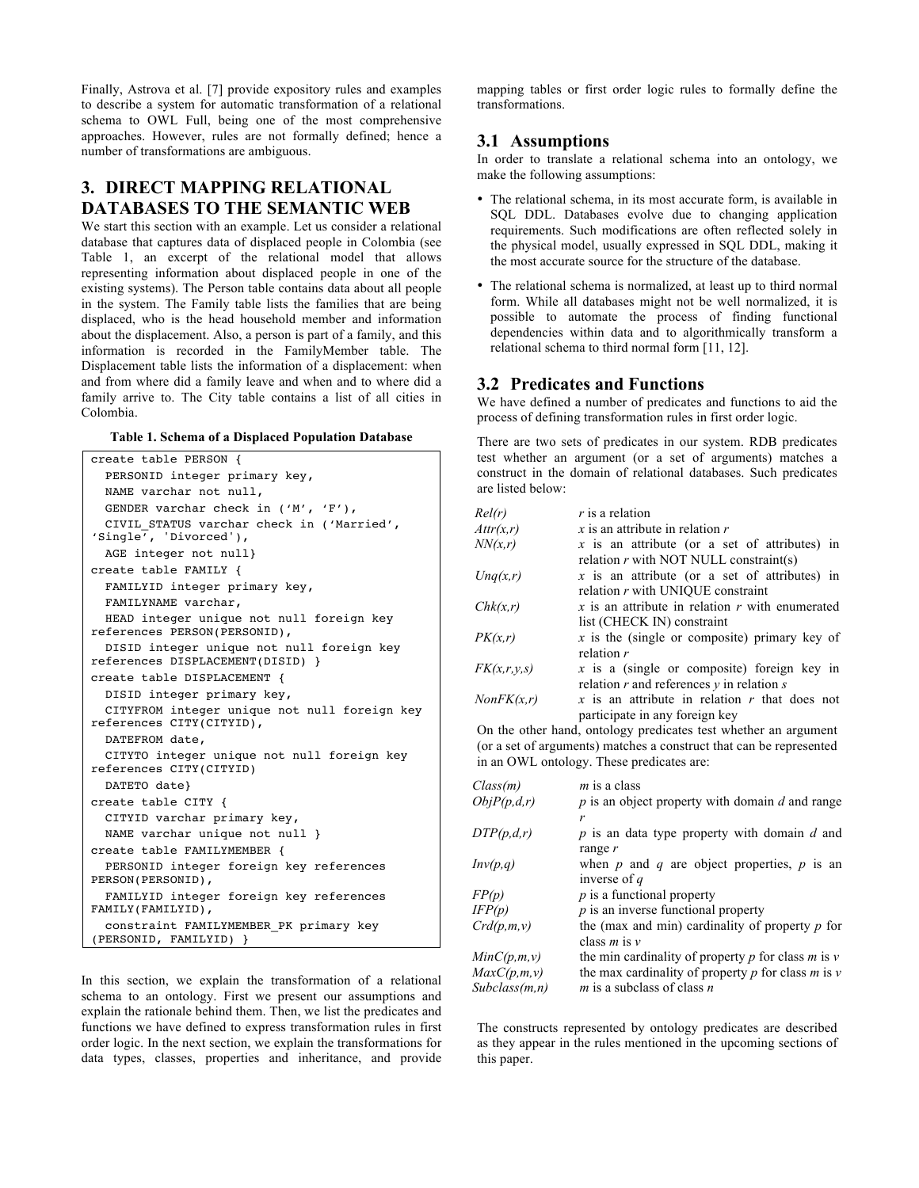Finally, Astrova et al. [7] provide expository rules and examples to describe a system for automatic transformation of a relational schema to OWL Full, being one of the most comprehensive approaches. However, rules are not formally defined; hence a number of transformations are ambiguous.

## 3. DIRECT MAPPING RELATIONAL DATABASES TO THE SEMANTIC WEB

We start this section with an example. Let us consider a relational database that captures data of displaced people in Colombia (see Table 1, an excerpt of the relational model that allows representing information about displaced people in one of the existing systems). The Person table contains data about all people in the system. The Family table lists the families that are being displaced, who is the head household member and information about the displacement. Also, a person is part of a family, and this information is recorded in the FamilyMember table. The Displacement table lists the information of a displacement: when and from where did a family leave and when and to where did a family arrive to. The City table contains a list of all cities in Colombia.

**Table 1. Schema of a Displaced Population Database**

```
create table PERSON {
  PERSONID integer primary key,
  NAME varchar not null,
  GENDER varchar check in ('M', 'F'),
  CIVIL_STATUS varchar check in ('Married',
'Single', 'Divorced'),
  AGE integer not null}
create table FAMILY {
  FAMILYID integer primary key,
  FAMILYNAME varchar,
  HEAD integer unique not null foreign key
references PERSON(PERSONID),
  DISID integer unique not null foreign key
references DISPLACEMENT(DISID) }
create table DISPLACEMENT {
  DISID integer primary key,
  CITYFROM integer unique not null foreign key
references CITY(CITYID),
  DATEFROM date,
  CITYTO integer unique not null foreign key
references CITY(CITYID)
  DATETO date}
create table CITY {
  CITYID varchar primary key,
  NAME varchar unique not null }
create table FAMILYMEMBER {
  PERSONID integer foreign key references
PERSON(PERSONID),
  FAMILYID integer foreign key references
FAMILY(FAMILYID),
  constraint FAMILYMEMBER_PK primary key
(PERSONID, FAMILYID) }
```

In this section, we explain the transformation of a relational schema to an ontology. First we present our assumptions and explain the rationale behind them. Then, we list the predicates and functions we have defined to express transformation rules in first order logic. In the next section, we explain the transformations for data types, classes, properties and inheritance, and provide mapping tables or first order logic rules to formally define the transformations.

### 3.1 Assumptions

In order to translate a relational schema into an ontology, we make the following assumptions:

- The relational schema, in its most accurate form, is available in SQL DDL. Databases evolve due to changing application requirements. Such modifications are often reflected solely in the physical model, usually expressed in SQL DDL, making it the most accurate source for the structure of the database.
- The relational schema is normalized, at least up to third normal form. While all databases might not be well normalized, it is possible to automate the process of finding functional dependencies within data and to algorithmically transform a relational schema to third normal form [11, 12].

### 3.2 Predicates and Functions

We have defined a number of predicates and functions to aid the process of defining transformation rules in first order logic.

There are two sets of predicates in our system. RDB predicates test whether an argument (or a set of arguments) matches a construct in the domain of relational databases. Such predicates are listed below:

| | |
|---|---|
| *Rel(r)* | *r* is a relation |
| *Attr(x,r)* | *x* is an attribute in relation *r* |
| *NN(x,r)* | *x* is an attribute (or a set of attributes) in relation *r* with NOT NULL constraint(s) |
| *Unq(x,r)* | *x* is an attribute (or a set of attributes) in relation *r* with UNIQUE constraint |
| *Chk(x,r)* | *x* is an attribute in relation *r* with enumerated list (CHECK IN) constraint |
| *PK(x,r)* | *x* is the (single or composite) primary key of relation *r* |
| *FK(x,r,y,s)* | *x* is a (single or composite) foreign key in relation *r* and references *y* in relation *s* |
| *NonFK(x,r)* | *x* is an attribute in relation *r* that does not participate in any foreign key |

On the other hand, ontology predicates test whether an argument (or a set of arguments) matches a construct that can be represented in an OWL ontology. These predicates are:

| | |
|---|---|
| *Class(m)* | *m* is a class |
| *ObjP(p,d,r)* | *p* is an object property with domain *d* and range *r* |
| *DTP(p,d,r)* | *p* is an data type property with domain *d* and range *r* |
| *Inv(p,q)* | when *p* and *q* are object properties, *p* is an inverse of *q* |
| *FP(p)* | *p* is a functional property |
| *IFP(p)* | *p* is an inverse functional property |
| *Crd(p,m,v)* | the (max and min) cardinality of property *p* for class *m* is *v* |
| *MinC(p,m,v)* | the min cardinality of property *p* for class *m* is *v* |
| *MaxC(p,m,v)* | the max cardinality of property *p* for class *m* is *v* |
| *Subclass(m,n)* | *m* is a subclass of class *n* |

The constructs represented by ontology predicates are described as they appear in the rules mentioned in the upcoming sections of this paper.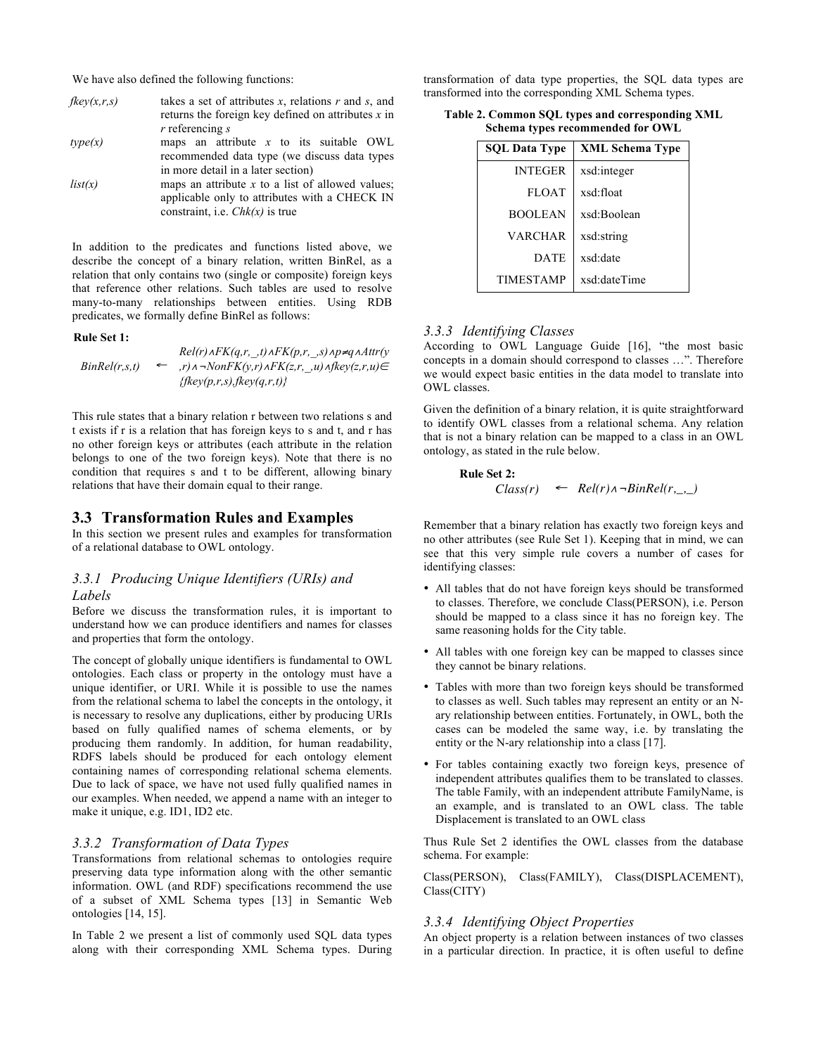We have also defined the following functions:

| | |
|---|---|
| *fkey(x,r,s)* | takes a set of attributes *x*, relations *r* and *s*, and returns the foreign key defined on attributes *x* in *r* referencing *s* |
| *type(x)* | maps an attribute *x* to its suitable OWL recommended data type (we discuss data types in more detail in a later section) |
| *list(x)* | maps an attribute *x* to a list of allowed values; applicable only to attributes with a CHECK IN constraint, i.e. *Chk(x)* is true |

In addition to the predicates and functions listed above, we describe the concept of a binary relation, written BinRel, as a relation that only contains two (single or composite) foreign keys that reference other relations. Such tables are used to resolve many-to-many relationships between entities. Using RDB predicates, we formally define BinRel as follows:

**Rule Set 1:**

$$BinRel(r,s,t) \leftarrow Rel(r) \wedge FK(q,r,\_,t) \wedge FK(p,r,\_,s) \wedge p \neq q \wedge Attr(y,r) \wedge \neg NonFK(y,r) \wedge FK(z,r,\_,u) \wedge fkey(z,r,u) \in \{fkey(p,r,s), fkey(q,r,t)\}$$

This rule states that a binary relation r between two relations s and t exists if r is a relation that has foreign keys to s and t, and r has no other foreign keys or attributes (each attribute in the relation belongs to one of the two foreign keys). Note that there is no condition that requires s and t to be different, allowing binary relations that have their domain equal to their range.

## 3.3 Transformation Rules and Examples

In this section we present rules and examples for transformation of a relational database to OWL ontology.

### 3.3.1 Producing Unique Identifiers (URIs) and Labels

Before we discuss the transformation rules, it is important to understand how we can produce identifiers and names for classes and properties that form the ontology.

The concept of globally unique identifiers is fundamental to OWL ontologies. Each class or property in the ontology must have a unique identifier, or URI. While it is possible to use the names from the relational schema to label the concepts in the ontology, it is necessary to resolve any duplications, either by producing URIs based on fully qualified names of schema elements, or by producing them randomly. In addition, for human readability, RDFS labels should be produced for each ontology element containing names of corresponding relational schema elements. Due to lack of space, we have not used fully qualified names in our examples. When needed, we append a name with an integer to make it unique, e.g. ID1, ID2 etc.

### 3.3.2 Transformation of Data Types

Transformations from relational schemas to ontologies require preserving data type information along with the other semantic information. OWL (and RDF) specifications recommend the use of a subset of XML Schema types [13] in Semantic Web ontologies [14, 15].

In Table 2 we present a list of commonly used SQL data types along with their corresponding XML Schema types. During transformation of data type properties, the SQL data types are transformed into the corresponding XML Schema types.

**Table 2. Common SQL types and corresponding XML Schema types recommended for OWL**

| SQL Data Type | XML Schema Type |
|---|---|
| INTEGER | xsd:integer |
| FLOAT | xsd:float |
| BOOLEAN | xsd:Boolean |
| VARCHAR | xsd:string |
| DATE | xsd:date |
| TIMESTAMP | xsd:dateTime |

### 3.3.3 Identifying Classes

According to OWL Language Guide [16], "the most basic concepts in a domain should correspond to classes …". Therefore we would expect basic entities in the data model to translate into OWL classes.

Given the definition of a binary relation, it is quite straightforward to identify OWL classes from a relational schema. Any relation that is not a binary relation can be mapped to a class in an OWL ontology, as stated in the rule below.

**Rule Set 2:**

$$Class(r) \leftarrow Rel(r) \wedge \neg BinRel(r,\_,\_)$$

Remember that a binary relation has exactly two foreign keys and no other attributes (see Rule Set 1). Keeping that in mind, we can see that this very simple rule covers a number of cases for identifying classes:

- All tables that do not have foreign keys should be transformed to classes. Therefore, we conclude Class(PERSON), i.e. Person should be mapped to a class since it has no foreign key. The same reasoning holds for the City table.
- All tables with one foreign key can be mapped to classes since they cannot be binary relations.
- Tables with more than two foreign keys should be transformed to classes as well. Such tables may represent an entity or an N-ary relationship between entities. Fortunately, in OWL, both the cases can be modeled the same way, i.e. by translating the entity or the N-ary relationship into a class [17].
- For tables containing exactly two foreign keys, presence of independent attributes qualifies them to be translated to classes. The table Family, with an independent attribute FamilyName, is an example, and is translated to an OWL class. The table Displacement is translated to an OWL class

Thus Rule Set 2 identifies the OWL classes from the database schema. For example:

Class(PERSON), Class(FAMILY), Class(DISPLACEMENT), Class(CITY)

### 3.3.4 Identifying Object Properties

An object property is a relation between instances of two classes in a particular direction. In practice, it is often useful to define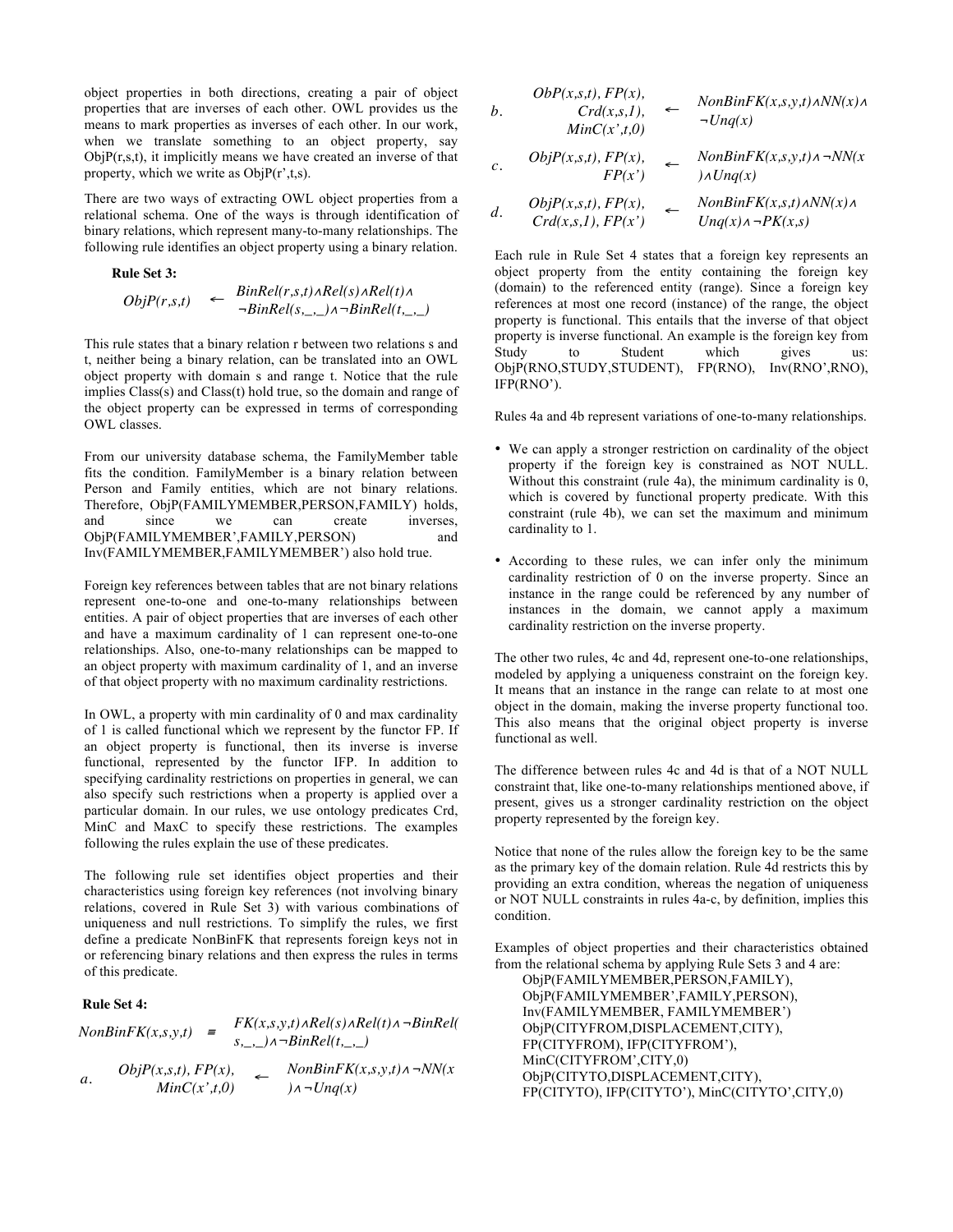object properties in both directions, creating a pair of object properties that are inverses of each other. OWL provides us the means to mark properties as inverses of each other. In our work, when we translate something to an object property, say ObjP(r,s,t), it implicitly means we have created an inverse of that property, which we write as ObjP(r',t,s).

There are two ways of extracting OWL object properties from a relational schema. One of the ways is through identification of binary relations, which represent many-to-many relationships. The following rule identifies an object property using a binary relation.

**Rule Set 3:**

$$ObjP(r,s,t) \leftarrow BinRel(r,s,t) \wedge Rel(s) \wedge Rel(t) \wedge \neg BinRel(s,\_,\_) \wedge \neg BinRel(t,\_,\_)$$

This rule states that a binary relation r between two relations s and t, neither being a binary relation, can be translated into an OWL object property with domain s and range t. Notice that the rule implies Class(s) and Class(t) hold true, so the domain and range of the object property can be expressed in terms of corresponding OWL classes.

From our university database schema, the FamilyMember table fits the condition. FamilyMember is a binary relation between Person and Family relations, which are not binary relations. Therefore, ObjP(FAMILYMEMBER,PERSON,FAMILY) holds, and since we can create inverses, ObjP(FAMILYMEMBER',FAMILY,PERSON) and Inv(FAMILYMEMBER,FAMILYMEMBER') also hold true.

Foreign key references between tables that are not binary relations represent one-to-one and one-to-many relationships between entities. A pair of object properties that are inverses of each other and have a maximum cardinality of 1 can represent one-to-one relationships. Also, one-to-many relationships can be mapped to an object property with maximum cardinality of 1, and an inverse of that object property with no maximum cardinality restrictions.

In OWL, a property with min cardinality of 0 and max cardinality of 1 is called functional which we represent by the functor FP. If an object property is functional, then its inverse is inverse functional, represented by the functor IFP. In addition to specifying cardinality restrictions on properties in general, we can also specify such restrictions when a property is applied over a particular domain. In our rules, we use ontology predicates Crd, MinC and MaxC to specify these restrictions. The examples following the rules explain the use of these predicates.

The following rule set identifies object properties and their characteristics using foreign key references (not involving binary relations, covered in Rule Set 3) with various combinations of uniqueness and null restrictions. To simplify the rules, we first define a predicate NonBinFK that represents foreign keys not in or referencing binary relations and then express the rules in terms of this predicate.

**Rule Set 4:**

$$NonBinFK(x,s,y,t) \equiv FK(x,s,y,t) \wedge Rel(s) \wedge Rel(t) \wedge \neg BinRel(s,\_,\_) \wedge \neg BinRel(t,\_,\_)$$

a. $ObjP(x,s,t),\ FP(x),\ MinC(x',t,0) \leftarrow NonBinFK(x,s,y,t) \wedge \neg NN(x) \wedge \neg Unq(x)$

b. $ObP(x,s,t),\ FP(x),\ Crd(x,s,1),\ MinC(x',t,0) \leftarrow NonBinFK(x,s,y,t) \wedge NN(x) \wedge \neg Unq(x)$

c. $ObjP(x,s,t),\ FP(x),\ FP(x') \leftarrow NonBinFK(x,s,y,t) \wedge \neg NN(x) \wedge Unq(x)$

d. $ObjP(x,s,t),\ FP(x),\ Crd(x,s,1),\ FP(x') \leftarrow NonBinFK(x,s,t) \wedge NN(x) \wedge Unq(x) \wedge \neg PK(x,s)$

Each rule in Rule Set 4 states that a foreign key represents an object property from the entity containing the foreign key (domain) to the referenced entity (range). Since a foreign key references at most one record (instance) of the range, the object property is functional. This entails that the inverse of that object property is inverse functional. An example is the foreign key from Study to Student which gives us: ObjP(RNO,STUDY,STUDENT), FP(RNO), Inv(RNO',RNO), IFP(RNO').

Rules 4a and 4b represent variations of one-to-many relationships.

- We can apply a stronger restriction on cardinality of the object property if the foreign key is constrained as NOT NULL. Without this constraint (rule 4a), the minimum cardinality is 0, which is covered by functional property predicate. With this constraint (rule 4b), we can set the maximum and minimum cardinality to 1.
- According to these rules, we can infer only the minimum cardinality restriction of 0 on the inverse property. Since an instance in the range could be referenced by any number of instances in the domain, we cannot apply a maximum cardinality restriction on the inverse property.

The other two rules, 4c and 4d, represent one-to-one relationships, modeled by applying a uniqueness constraint on the foreign key. It means that an instance in the range can relate to at most one object in the domain, making the inverse property functional too. This also means that the original object property is inverse functional as well.

The difference between rules 4c and 4d is that of a NOT NULL constraint that, like one-to-many relationships mentioned above, if present, gives us a stronger cardinality restriction on the object property represented by the foreign key.

Notice that none of the rules allow the foreign key to be the same as the primary key of the domain relation. Rule 4d restricts this by providing an extra condition, whereas the negation of uniqueness or NOT NULL constraints in rules 4a-c, by definition, implies this condition.

Examples of object properties and their characteristics obtained from the relational schema by applying Rule Sets 3 and 4 are:

ObjP(FAMILYMEMBER,PERSON,FAMILY),
ObjP(FAMILYMEMBER',FAMILY,PERSON),
Inv(FAMILYMEMBER, FAMILYMEMBER')
ObjP(CITYFROM,DISPLACEMENT,CITY),
FP(CITYFROM), IFP(CITYFROM'),
MinC(CITYFROM',CITY,0)
ObjP(CITYTO,DISPLACEMENT,CITY),
FP(CITYTO), IFP(CITYTO'), MinC(CITYTO',CITY,0)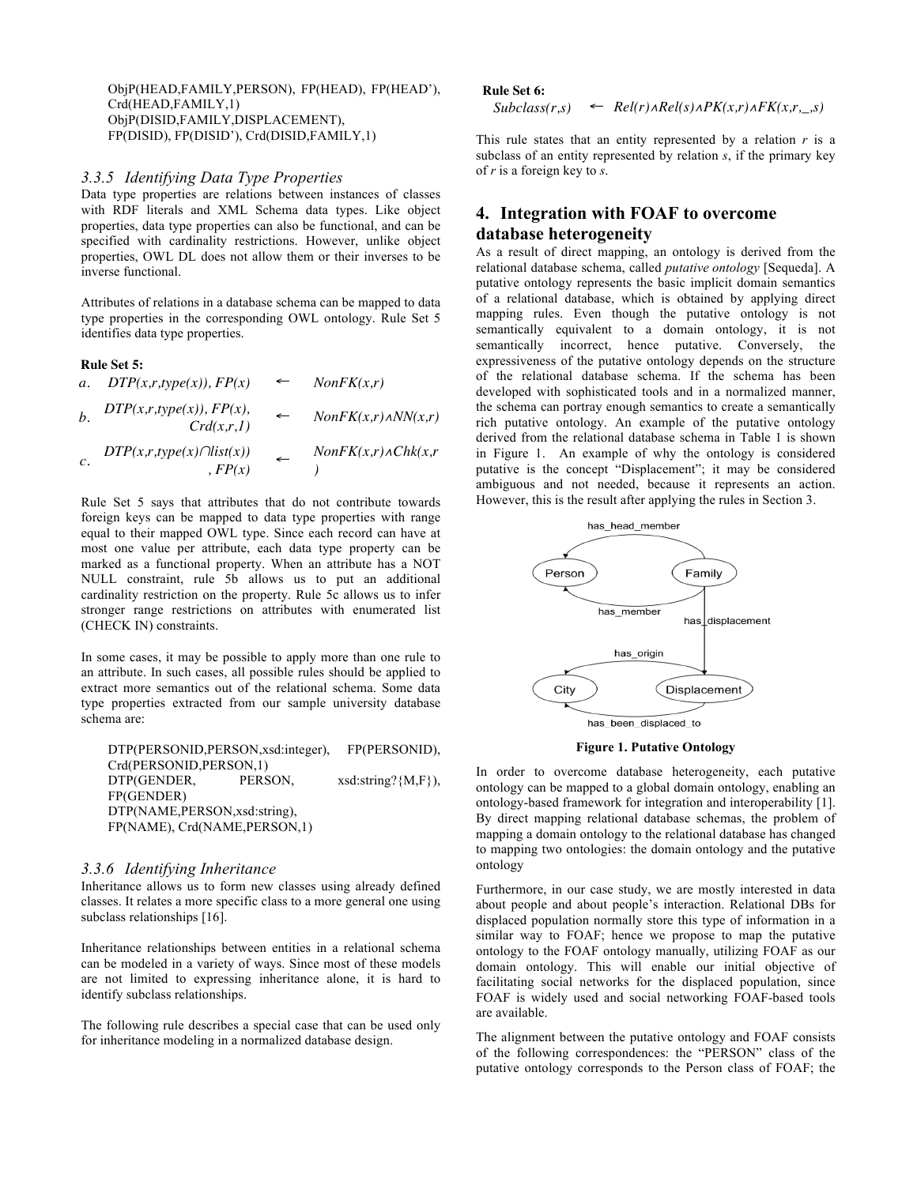ObjP(HEAD,FAMILY,PERSON), FP(HEAD), FP(HEAD'), Crd(HEAD,FAMILY,1)
ObjP(DISID,FAMILY,DISPLACEMENT), FP(DISID), FP(DISID'), Crd(DISID,FAMILY,1)

### 3.3.5 Identifying Data Type Properties

Data type properties are relations between instances of classes with RDF literals and XML Schema data types. Like object properties, data type properties can also be functional, and can be specified with cardinality restrictions. However, unlike object properties, OWL DL does not allow them or their inverses to be inverse functional.

Attributes of relations in a database schema can be mapped to data type properties in the corresponding OWL ontology. Rule Set 5 identifies data type properties.

**Rule Set 5:**

| | | | |
|---|---|---|---|
| *a*. | *DTP(x,r,type(x)), FP(x)* | ← | *NonFK(x,r)* |
| *b*. | *DTP(x,r,type(x)), FP(x), Crd(x,r,1)* | ← | *NonFK(x,r)∧NN(x,r)* |
| *c*. | *DTP(x,r,type(x)∩list(x)), FP(x)* | ← | *NonFK(x,r)∧Chk(x,r)* |

Rule Set 5 says that attributes that do not contribute towards foreign keys can be mapped to data type properties with range equal to their mapped OWL type. Since each record can have at most one value per attribute, each data type property can be marked as a functional property. When an attribute has a NOT NULL constraint, rule 5b allows us to put an additional cardinality restriction on the property. Rule 5c allows us to infer stronger range restrictions on attributes with enumerated list (CHECK IN) constraints.

In some cases, it may be possible to apply more than one rule to an attribute. In such cases, all possible rules should be applied to extract more semantics out of the relational schema. Some data type properties extracted from our sample university database schema are:

DTP(PERSONID,PERSON,xsd:integer), FP(PERSONID), Crd(PERSONID,PERSON,1)
DTP(GENDER, PERSON, xsd:string?{M,F}), FP(GENDER)
DTP(NAME,PERSON,xsd:string), FP(NAME), Crd(NAME,PERSON,1)

### 3.3.6 Identifying Inheritance

Inheritance allows us to form new classes using already defined classes. It relates a more specific class to a more general one using subclass relationships [16].

Inheritance relationships between entities in a relational schema can be modeled in a variety of ways. Since most of these models are not limited to expressing inheritance alone, it is hard to identify subclass relationships.

The following rule describes a special case that can be used only for inheritance modeling in a normalized database design.

**Rule Set 6:**

*Subclass(r,s)* ← *Rel(r)∧Rel(s)∧PK(x,r)∧FK(x,r,_,s)*

This rule states that an entity represented by a relation *r* is a subclass of an entity represented by relation *s*, if the primary key of *r* is a foreign key to *s*.

## 4. Integration with FOAF to overcome database heterogeneity

As a result of direct mapping, an ontology is derived from the relational database schema, called *putative ontology* [Sequeda]. A putative ontology represents the basic implicit domain semantics of a relational database, which is obtained by applying direct mapping rules. Even though the putative ontology is not semantically equivalent to a domain ontology, it is not semantically incorrect, hence putative. Conversely, the expressiveness of the putative ontology depends on the structure of the relational database schema. If the schema has been developed with sophisticated tools and in a normalized manner, the schema can portray enough semantics to create a semantically rich putative ontology. An example of the putative ontology derived from the relational database schema in Table 1 is shown in Figure 1. An example of why the ontology is considered putative is the concept "Displacement"; it may be considered ambiguous and not needed, because it represents an action. However, this is the result after applying the rules in Section 3.

**Figure 1. Putative Ontology**

In order to overcome database heterogeneity, each putative ontology can be mapped to a global domain ontology, enabling an ontology-based framework for integration and interoperability [1]. By direct mapping relational database schemas, the problem of mapping a domain ontology to the relational database has changed to mapping two ontologies: the domain ontology and the putative ontology

Furthermore, in our case study, we are mostly interested in data about people and about people's interaction. Relational DBs for displaced population normally store this type of information in a similar way to FOAF; hence we propose to map the putative ontology to the FOAF ontology manually, utilizing FOAF as our domain ontology. This will enable our initial objective of facilitating social networks for the displaced population, since FOAF is widely used and social networking FOAF-based tools are available.

The alignment between the putative ontology and FOAF consists of the following correspondences: the "PERSON" class of the putative ontology corresponds to the Person class of FOAF; the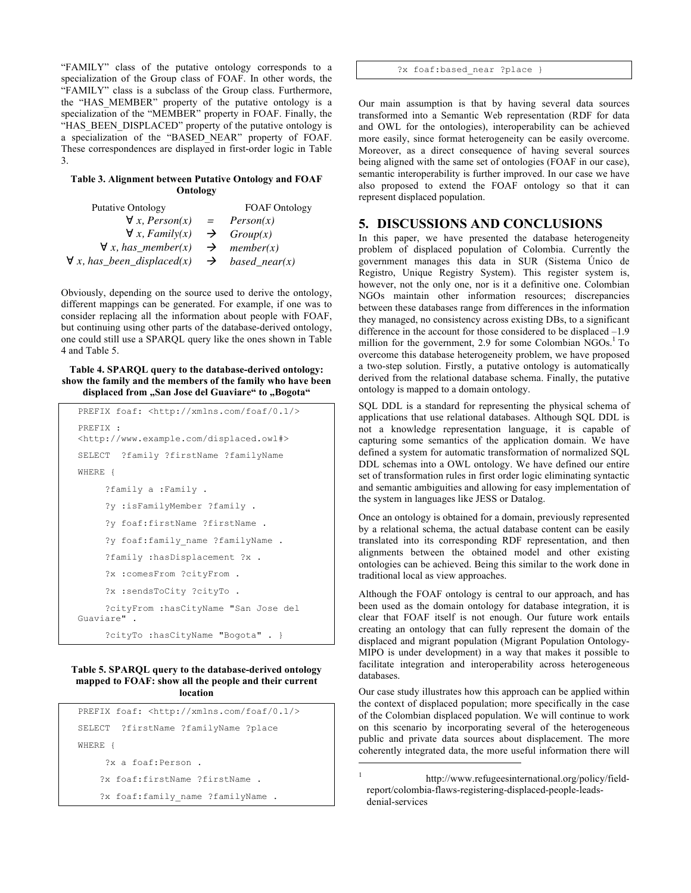"FAMILY" class of the putative ontology corresponds to a specialization of the Group class of FOAF. In other words, the "FAMILY" class is a subclass of the Group class. Furthermore, the "HAS_MEMBER" property of the putative ontology is a specialization of the "MEMBER" property in FOAF. Finally, the "HAS_BEEN_DISPLACED" property of the putative ontology is a specialization of the "BASED_NEAR" property of FOAF. These correspondences are displayed in first-order logic in Table 3.

**Table 3. Alignment between Putative Ontology and FOAF Ontology**

| Putative Ontology | | FOAF Ontology |
|---|---|---|
| $\forall\ x, Person(x)$ | $=$ | $Person(x)$ |
| $\forall\ x, Family(x)$ | $\rightarrow$ | $Group(x)$ |
| $\forall\ x, has\_member(x)$ | $\rightarrow$ | $member(x)$ |
| $\forall\ x, has\_been\_displaced(x)$ | $\rightarrow$ | $based\_near(x)$ |

Obviously, depending on the source used to derive the ontology, different mappings can be generated. For example, if one was to consider replacing all the information about people with FOAF, but continuing using other parts of the database-derived ontology, one could still use a SPARQL query like the ones shown in Table 4 and Table 5.

**Table 4. SPARQL query to the database-derived ontology: show the family and the members of the family who have been displaced from „San Jose del Guaviare" to „Bogota"**

```
PREFIX foaf: <http://xmlns.com/foaf/0.1/>
PREFIX :
<http://www.example.com/displaced.owl#>
SELECT  ?family ?firstName ?familyName
WHERE {
     ?family a :Family .
     ?y :isFamilyMember ?family .
     ?y foaf:firstName ?firstName .
     ?y foaf:family_name ?familyName .
     ?family :hasDisplacement ?x .
     ?x :comesFrom ?cityFrom .
     ?x :sendsToCity ?cityTo .
     ?cityFrom :hasCityName "San Jose del
Guaviare" .
     ?cityTo :hasCityName "Bogota" . }
```

**Table 5. SPARQL query to the database-derived ontology mapped to FOAF: show all the people and their current location**

```
PREFIX foaf: <http://xmlns.com/foaf/0.1/>
SELECT  ?firstName ?familyName ?place
WHERE {
     ?x a foaf:Person .
    ?x foaf:firstName ?firstName .
    ?x foaf:family_name ?familyName .
      ?x foaf:based_near ?place }
```

Our main assumption is that by having several data sources transformed into a Semantic Web representation (RDF for data and OWL for the ontologies), interoperability can be achieved more easily, since format heterogeneity can be easily overcome. Moreover, as a direct consequence of having several sources being aligned with the same set of ontologies (FOAF in our case), semantic interoperability is further improved. In our case we have also proposed to extend the FOAF ontology so that it can represent displaced population.

## 5. DISCUSSIONS AND CONCLUSIONS

In this paper, we have presented the database heterogeneity problem of displaced population of Colombia. Currently the government manages this data in SUR (Sistema Único de Registro, Unique Registry System). This register system is, however, not the only one, nor is it a definitive one. Colombian NGOs maintain other information resources; discrepancies between these databases range from differences in the information they managed, no consistency across existing DBs, to a significant difference in the account for those considered to be displaced –1.9 million for the government, 2.9 for some Colombian NGOs.[1] To overcome this database heterogeneity problem, we have proposed a two-step solution. Firstly, a putative ontology is automatically derived from the relational database schema. Finally, the putative ontology is mapped to a domain ontology.

SQL DDL is a standard for representing the physical schema of applications that use relational databases. Although SQL DDL is not a knowledge representation language, it is capable of capturing some semantics of the application domain. We have defined a system for automatic transformation of normalized SQL DDL schemas into a OWL ontology. We have defined our entire set of transformation rules in first order logic eliminating syntactic and semantic ambiguities and allowing for easy implementation of the system in languages like JESS or Datalog.

Once an ontology is obtained for a domain, previously represented by a relational schema, the actual database content can be easily translated into its corresponding RDF representation, and then alignments between the obtained model and other existing ontologies can be achieved. Being this similar to the work done in traditional local as view approaches.

Although the FOAF ontology is central to our approach, and has been used as the domain ontology for database integration, it is clear that FOAF itself is not enough. Our future work entails creating an ontology that can fully represent the domain of the displaced and migrant population (Migrant Population Ontology-MIPO is under development) in a way that makes it possible to facilitate integration and interoperability across heterogeneous databases.

Our case study illustrates how this approach can be applied within the context of displaced population; more specifically in the case of the Colombian displaced population. We will continue to work on this scenario by incorporating several of the heterogeneous public and private data sources about displacement. The more coherently integrated data, the more useful information there will

---

[1] http://www.refugeesinternational.org/policy/field-report/colombia-flaws-registering-displaced-people-leads-denial-services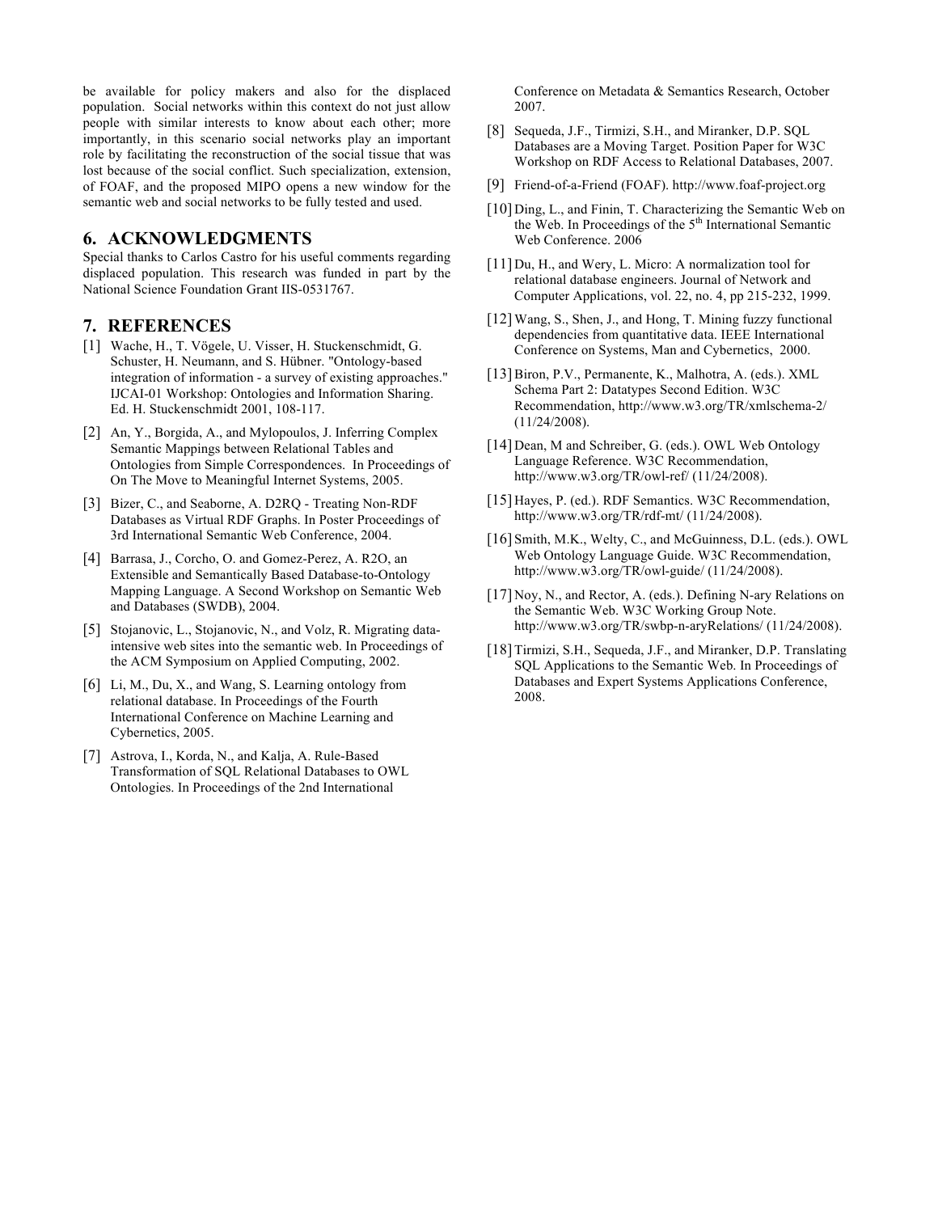be available for policy makers and also for the displaced population. Social networks within this context do not just allow people with similar interests to know about each other; more importantly, in this scenario social networks play an important role by facilitating the reconstruction of the social tissue that was lost because of the social conflict. Such specialization, extension, of FOAF, and the proposed MIPO opens a new window for the semantic web and social networks to be fully tested and used.

## 6. ACKNOWLEDGMENTS

Special thanks to Carlos Castro for his useful comments regarding displaced population. This research was funded in part by the National Science Foundation Grant IIS-0531767.

## 7. REFERENCES

[1] Wache, H., T. Vögele, U. Visser, H. Stuckenschmidt, G. Schuster, H. Neumann, and S. Hübner. "Ontology-based integration of information - a survey of existing approaches." IJCAI-01 Workshop: Ontologies and Information Sharing. Ed. H. Stuckenschmidt 2001, 108-117.

[2] An, Y., Borgida, A., and Mylopoulos, J. Inferring Complex Semantic Mappings between Relational Tables and Ontologies from Simple Correspondences. In Proceedings of On The Move to Meaningful Internet Systems, 2005.

[3] Bizer, C., and Seaborne, A. D2RQ - Treating Non-RDF Databases as Virtual RDF Graphs. In Poster Proceedings of 3rd International Semantic Web Conference, 2004.

[4] Barrasa, J., Corcho, O. and Gomez-Perez, A. R2O, an Extensible and Semantically Based Database-to-Ontology Mapping Language. A Second Workshop on Semantic Web and Databases (SWDB), 2004.

[5] Stojanovic, L., Stojanovic, N., and Volz, R. Migrating data-intensive web sites into the semantic web. In Proceedings of the ACM Symposium on Applied Computing, 2002.

[6] Li, M., Du, X., and Wang, S. Learning ontology from relational database. In Proceedings of the Fourth International Conference on Machine Learning and Cybernetics, 2005.

[7] Astrova, I., Korda, N., and Kalja, A. Rule-Based Transformation of SQL Relational Databases to OWL Ontologies. In Proceedings of the 2nd International Conference on Metadata & Semantics Research, October 2007.

[8] Sequeda, J.F., Tirmizi, S.H., and Miranker, D.P. SQL Databases are a Moving Target. Position Paper for W3C Workshop on RDF Access to Relational Databases, 2007.

[9] Friend-of-a-Friend (FOAF). http://www.foaf-project.org

[10] Ding, L., and Finin, T. Characterizing the Semantic Web on the Web. In Proceedings of the 5th International Semantic Web Conference. 2006

[11] Du, H., and Wery, L. Micro: A normalization tool for relational database engineers. Journal of Network and Computer Applications, vol. 22, no. 4, pp 215-232, 1999.

[12] Wang, S., Shen, J., and Hong, T. Mining fuzzy functional dependencies from quantitative data. IEEE International Conference on Systems, Man and Cybernetics, 2000.

[13] Biron, P.V., Permanente, K., Malhotra, A. (eds.). XML Schema Part 2: Datatypes Second Edition. W3C Recommendation, http://www.w3.org/TR/xmlschema-2/ (11/24/2008).

[14] Dean, M and Schreiber, G. (eds.). OWL Web Ontology Language Reference. W3C Recommendation, http://www.w3.org/TR/owl-ref/ (11/24/2008).

[15] Hayes, P. (ed.). RDF Semantics. W3C Recommendation, http://www.w3.org/TR/rdf-mt/ (11/24/2008).

[16] Smith, M.K., Welty, C., and McGuinness, D.L. (eds.). OWL Web Ontology Language Guide. W3C Recommendation, http://www.w3.org/TR/owl-guide/ (11/24/2008).

[17] Noy, N., and Rector, A. (eds.). Defining N-ary Relations on the Semantic Web. W3C Working Group Note. http://www.w3.org/TR/swbp-n-aryRelations/ (11/24/2008).

[18] Tirmizi, S.H., Sequeda, J.F., and Miranker, D.P. Translating SQL Applications to the Semantic Web. In Proceedings of Databases and Expert Systems Applications Conference, 2008.